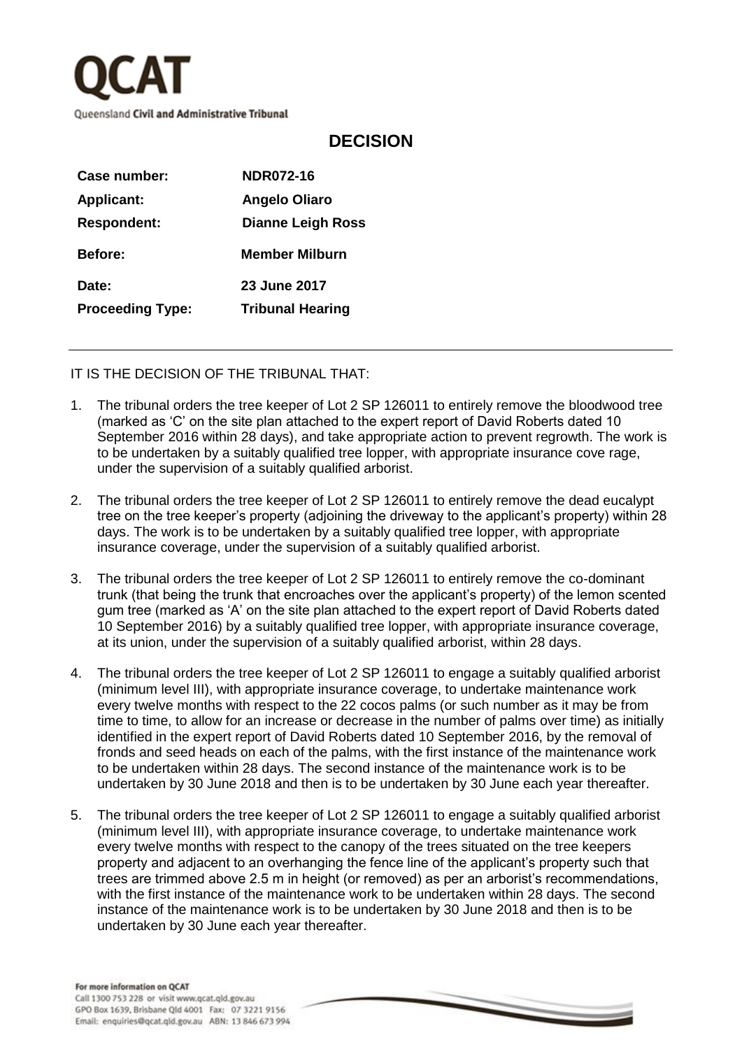# QCAT

Queensland **Civil and Administrative Tribunal**

## DECISION

| | |
|---|---|
| **Case number:** | **NDR072-16** |
| **Applicant:** | **Angelo Oliaro** |
| **Respondent:** | **Dianne Leigh Ross** |
| **Before:** | **Member Milburn** |
| **Date:** | **23 June 2017** |
| **Proceeding Type:** | **Tribunal Hearing** |

---

IT IS THE DECISION OF THE TRIBUNAL THAT:

1. The tribunal orders the tree keeper of Lot 2 SP 126011 to entirely remove the bloodwood tree (marked as 'C' on the site plan attached to the expert report of David Roberts dated 10 September 2016 within 28 days), and take appropriate action to prevent regrowth. The work is to be undertaken by a suitably qualified tree lopper, with appropriate insurance cove rage, under the supervision of a suitably qualified arborist.

2. The tribunal orders the tree keeper of Lot 2 SP 126011 to entirely remove the dead eucalypt tree on the tree keeper's property (adjoining the driveway to the applicant's property) within 28 days. The work is to be undertaken by a suitably qualified tree lopper, with appropriate insurance coverage, under the supervision of a suitably qualified arborist.

3. The tribunal orders the tree keeper of Lot 2 SP 126011 to entirely remove the co-dominant trunk (that being the trunk that encroaches over the applicant's property) of the lemon scented gum tree (marked as 'A' on the site plan attached to the expert report of David Roberts dated 10 September 2016) by a suitably qualified tree lopper, with appropriate insurance coverage, at its union, under the supervision of a suitably qualified arborist, within 28 days.

4. The tribunal orders the tree keeper of Lot 2 SP 126011 to engage a suitably qualified arborist (minimum level III), with appropriate insurance coverage, to undertake maintenance work every twelve months with respect to the 22 cocos palms (or such number as it may be from time to time, to allow for an increase or decrease in the number of palms over time) as initially identified in the expert report of David Roberts dated 10 September 2016, by the removal of fronds and seed heads on each of the palms, with the first instance of the maintenance work to be undertaken within 28 days. The second instance of the maintenance work is to be undertaken by 30 June 2018 and then is to be undertaken by 30 June each year thereafter.

5. The tribunal orders the tree keeper of Lot 2 SP 126011 to engage a suitably qualified arborist (minimum level III), with appropriate insurance coverage, to undertake maintenance work every twelve months with respect to the canopy of the trees situated on the tree keepers property and adjacent to an overhanging the fence line of the applicant's property such that trees are trimmed above 2.5 m in height (or removed) as per an arborist's recommendations, with the first instance of the maintenance work to be undertaken within 28 days. The second instance of the maintenance work is to be undertaken by 30 June 2018 and then is to be undertaken by 30 June each year thereafter.

**For more information on QCAT**
Call 1300 753 228 or visit www.qcat.qld.gov.au
GPO Box 1639, Brisbane Qld 4001 Fax: 07 3221 9156
Email: enquiries@qcat.qld.gov.au ABN: 13 846 673 994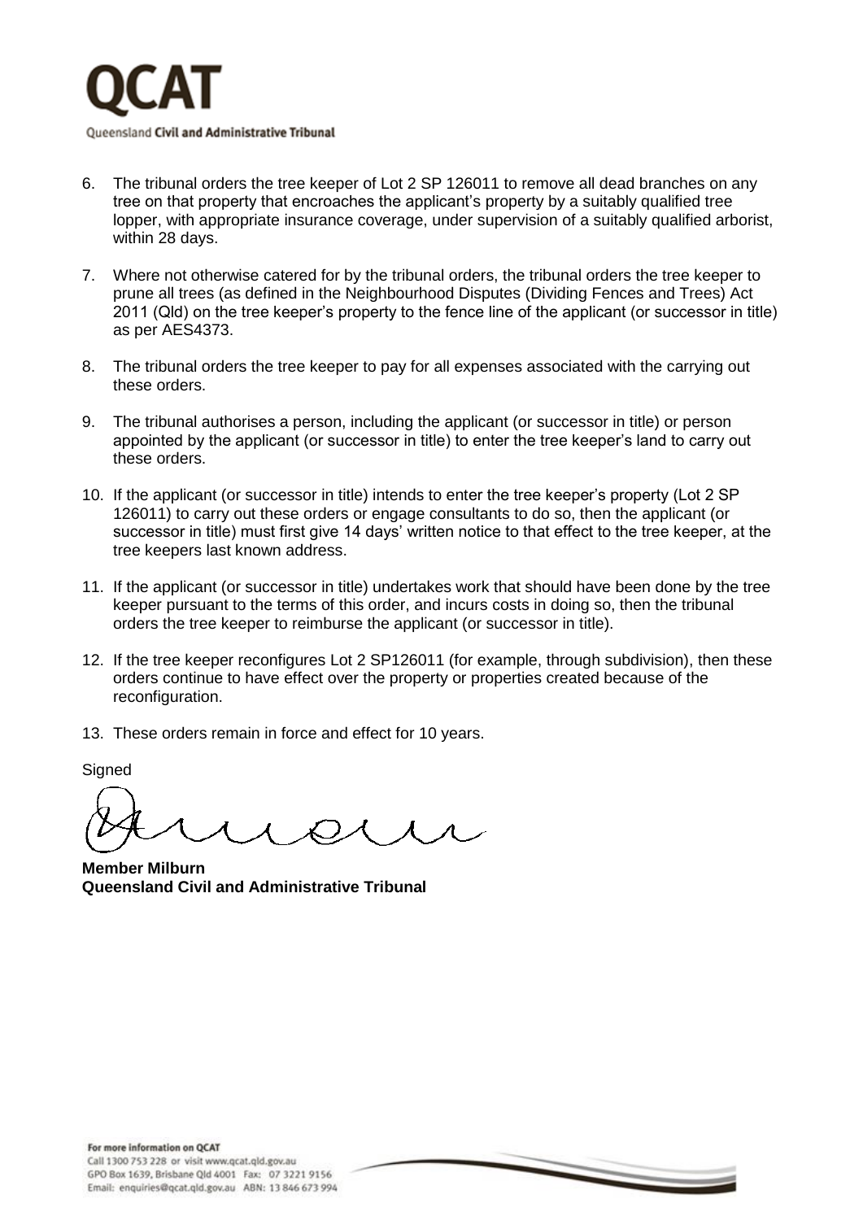6. The tribunal orders the tree keeper of Lot 2 SP 126011 to remove all dead branches on any tree on that property that encroaches the applicant's property by a suitably qualified tree lopper, with appropriate insurance coverage, under supervision of a suitably qualified arborist, within 28 days.

7. Where not otherwise catered for by the tribunal orders, the tribunal orders the tree keeper to prune all trees (as defined in the Neighbourhood Disputes (Dividing Fences and Trees) Act 2011 (Qld) on the tree keeper's property to the fence line of the applicant (or successor in title) as per AES4373.

8. The tribunal orders the tree keeper to pay for all expenses associated with the carrying out these orders.

9. The tribunal authorises a person, including the applicant (or successor in title) or person appointed by the applicant (or successor in title) to enter the tree keeper's land to carry out these orders.

10. If the applicant (or successor in title) intends to enter the tree keeper's property (Lot 2 SP 126011) to carry out these orders or engage consultants to do so, then the applicant (or successor in title) must first give 14 days' written notice to that effect to the tree keeper, at the tree keepers last known address.

11. If the applicant (or successor in title) undertakes work that should have been done by the tree keeper pursuant to the terms of this order, and incurs costs in doing so, then the tribunal orders the tree keeper to reimburse the applicant (or successor in title).

12. If the tree keeper reconfigures Lot 2 SP126011 (for example, through subdivision), then these orders continue to have effect over the property or properties created because of the reconfiguration.

13. These orders remain in force and effect for 10 years.

Signed

**Member Milburn**
**Queensland Civil and Administrative Tribunal**